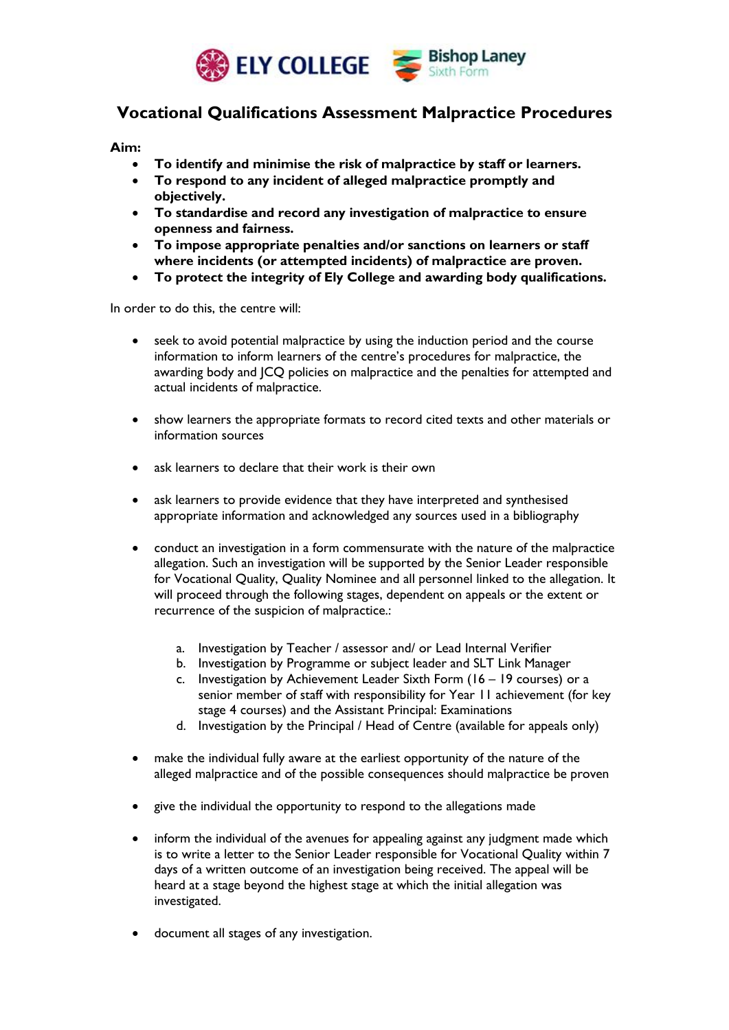ELY COLLEGE Bishop Laney Sixth Form

# Vocational Qualifications Assessment Malpractice Procedures

**Aim:**

- **To identify and minimise the risk of malpractice by staff or learners.**
- **To respond to any incident of alleged malpractice promptly and objectively.**
- **To standardise and record any investigation of malpractice to ensure openness and fairness.**
- **To impose appropriate penalties and/or sanctions on learners or staff where incidents (or attempted incidents) of malpractice are proven.**
- **To protect the integrity of Ely College and awarding body qualifications.**

In order to do this, the centre will:

- seek to avoid potential malpractice by using the induction period and the course information to inform learners of the centre's procedures for malpractice, the awarding body and JCQ policies on malpractice and the penalties for attempted and actual incidents of malpractice.

- show learners the appropriate formats to record cited texts and other materials or information sources

- ask learners to declare that their work is their own

- ask learners to provide evidence that they have interpreted and synthesised appropriate information and acknowledged any sources used in a bibliography

- conduct an investigation in a form commensurate with the nature of the malpractice allegation. Such an investigation will be supported by the Senior Leader responsible for Vocational Quality, Quality Nominee and all personnel linked to the allegation. It will proceed through the following stages, dependent on appeals or the extent or recurrence of the suspicion of malpractice.:

    a. Investigation by Teacher / assessor and/ or Lead Internal Verifier
    b. Investigation by Programme or subject leader and SLT Link Manager
    c. Investigation by Achievement Leader Sixth Form (16 – 19 courses) or a senior member of staff with responsibility for Year 11 achievement (for key stage 4 courses) and the Assistant Principal: Examinations
    d. Investigation by the Principal / Head of Centre (available for appeals only)

- make the individual fully aware at the earliest opportunity of the nature of the alleged malpractice and of the possible consequences should malpractice be proven

- give the individual the opportunity to respond to the allegations made

- inform the individual of the avenues for appealing against any judgment made which is to write a letter to the Senior Leader responsible for Vocational Quality within 7 days of a written outcome of an investigation being received. The appeal will be heard at a stage beyond the highest stage at which the initial allegation was investigated.

- document all stages of any investigation.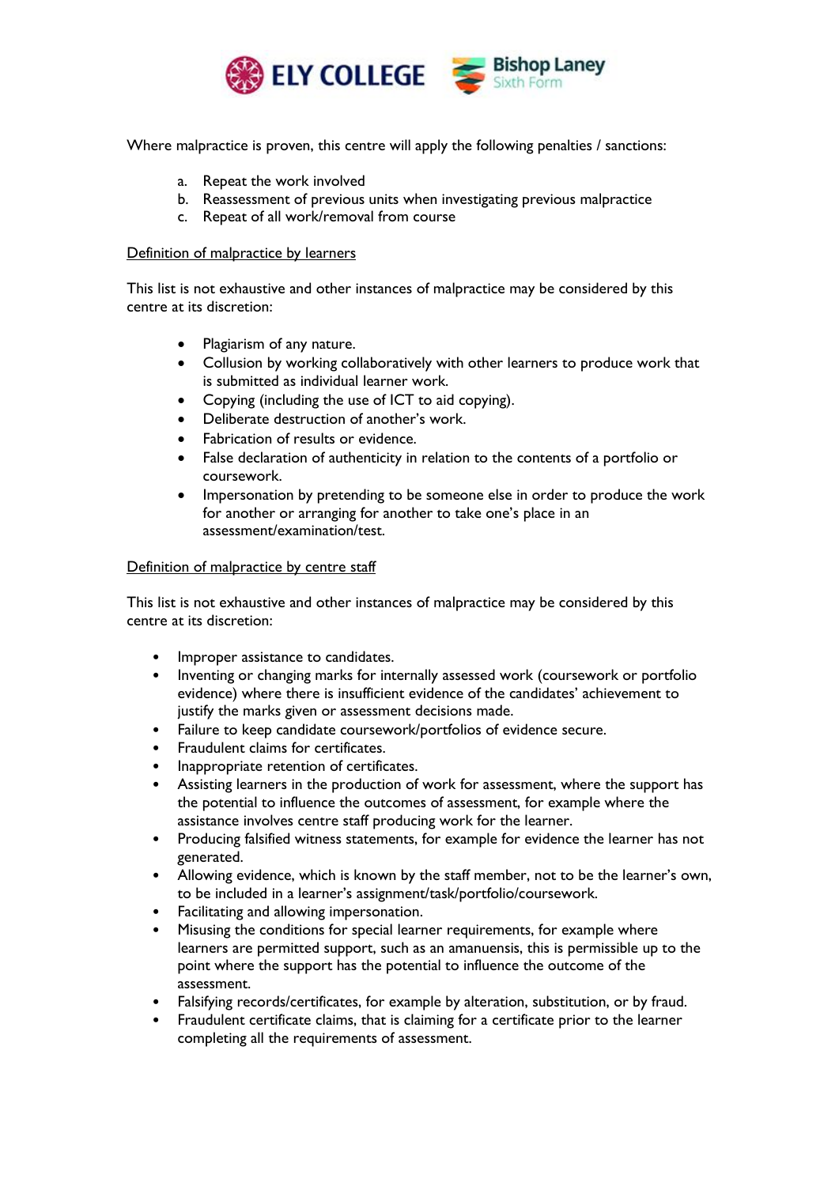Where malpractice is proven, this centre will apply the following penalties / sanctions:

a. Repeat the work involved
b. Reassessment of previous units when investigating previous malpractice
c. Repeat of all work/removal from course

<u>Definition of malpractice by learners</u>

This list is not exhaustive and other instances of malpractice may be considered by this centre at its discretion:

- Plagiarism of any nature.
- Collusion by working collaboratively with other learners to produce work that is submitted as individual learner work.
- Copying (including the use of ICT to aid copying).
- Deliberate destruction of another's work.
- Fabrication of results or evidence.
- False declaration of authenticity in relation to the contents of a portfolio or coursework.
- Impersonation by pretending to be someone else in order to produce the work for another or arranging for another to take one's place in an assessment/examination/test.

<u>Definition of malpractice by centre staff</u>

This list is not exhaustive and other instances of malpractice may be considered by this centre at its discretion:

- Improper assistance to candidates.
- Inventing or changing marks for internally assessed work (coursework or portfolio evidence) where there is insufficient evidence of the candidates' achievement to justify the marks given or assessment decisions made.
- Failure to keep candidate coursework/portfolios of evidence secure.
- Fraudulent claims for certificates.
- Inappropriate retention of certificates.
- Assisting learners in the production of work for assessment, where the support has the potential to influence the outcomes of assessment, for example where the assistance involves centre staff producing work for the learner.
- Producing falsified witness statements, for example for evidence the learner has not generated.
- Allowing evidence, which is known by the staff member, not to be the learner's own, to be included in a learner's assignment/task/portfolio/coursework.
- Facilitating and allowing impersonation.
- Misusing the conditions for special learner requirements, for example where learners are permitted support, such as an amanuensis, this is permissible up to the point where the support has the potential to influence the outcome of the assessment.
- Falsifying records/certificates, for example by alteration, substitution, or by fraud.
- Fraudulent certificate claims, that is claiming for a certificate prior to the learner completing all the requirements of assessment.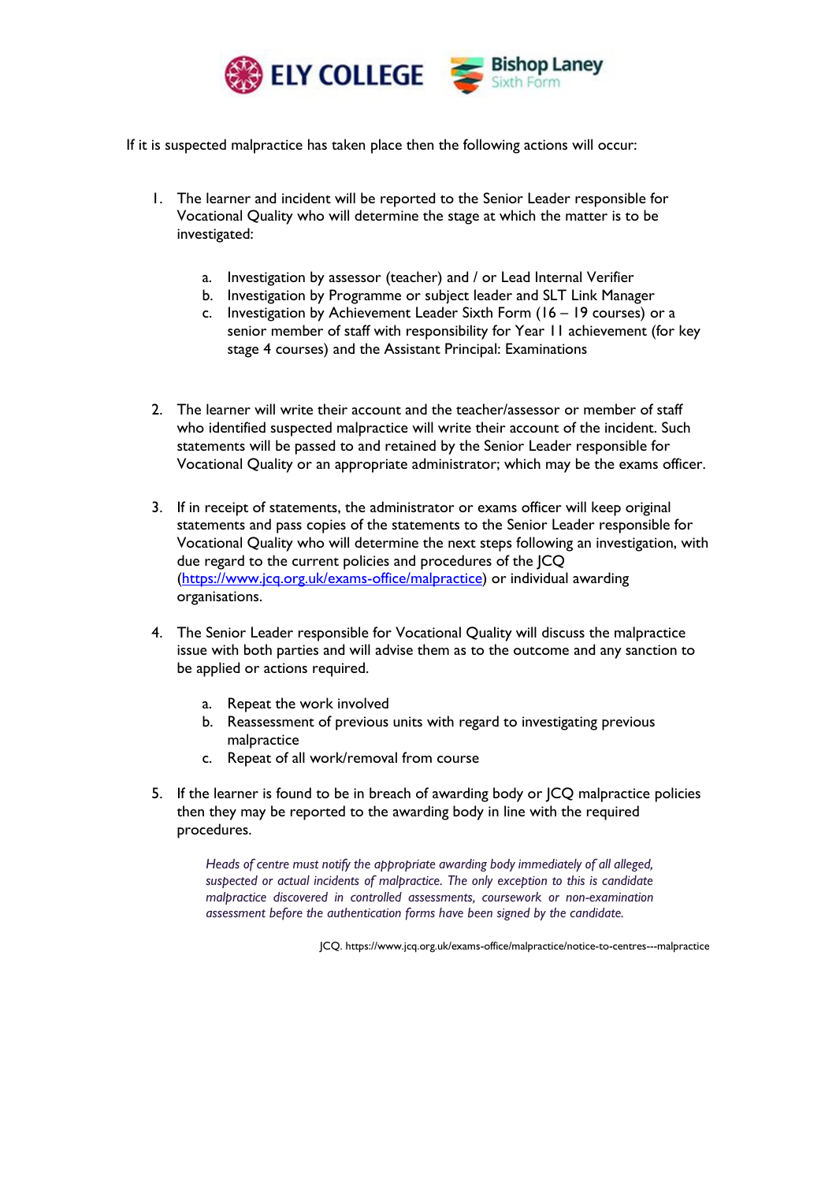If it is suspected malpractice has taken place then the following actions will occur:

1. The learner and incident will be reported to the Senior Leader responsible for Vocational Quality who will determine the stage at which the matter is to be investigated:

    a. Investigation by assessor (teacher) and / or Lead Internal Verifier
    b. Investigation by Programme or subject leader and SLT Link Manager
    c. Investigation by Achievement Leader Sixth Form (16 – 19 courses) or a senior member of staff with responsibility for Year 11 achievement (for key stage 4 courses) and the Assistant Principal: Examinations

2. The learner will write their account and the teacher/assessor or member of staff who identified suspected malpractice will write their account of the incident. Such statements will be passed to and retained by the Senior Leader responsible for Vocational Quality or an appropriate administrator; which may be the exams officer.

3. If in receipt of statements, the administrator or exams officer will keep original statements and pass copies of the statements to the Senior Leader responsible for Vocational Quality who will determine the next steps following an investigation, with due regard to the current policies and procedures of the JCQ ([https://www.jcq.org.uk/exams-office/malpractice](https://www.jcq.org.uk/exams-office/malpractice)) or individual awarding organisations.

4. The Senior Leader responsible for Vocational Quality will discuss the malpractice issue with both parties and will advise them as to the outcome and any sanction to be applied or actions required.

    a. Repeat the work involved
    b. Reassessment of previous units with regard to investigating previous malpractice
    c. Repeat of all work/removal from course

5. If the learner is found to be in breach of awarding body or JCQ malpractice policies then they may be reported to the awarding body in line with the required procedures.

    *Heads of centre must notify the appropriate awarding body immediately of all alleged, suspected or actual incidents of malpractice. The only exception to this is candidate malpractice discovered in controlled assessments, coursework or non-examination assessment before the authentication forms have been signed by the candidate.*

JCQ. https://www.jcq.org.uk/exams-office/malpractice/notice-to-centres---malpractice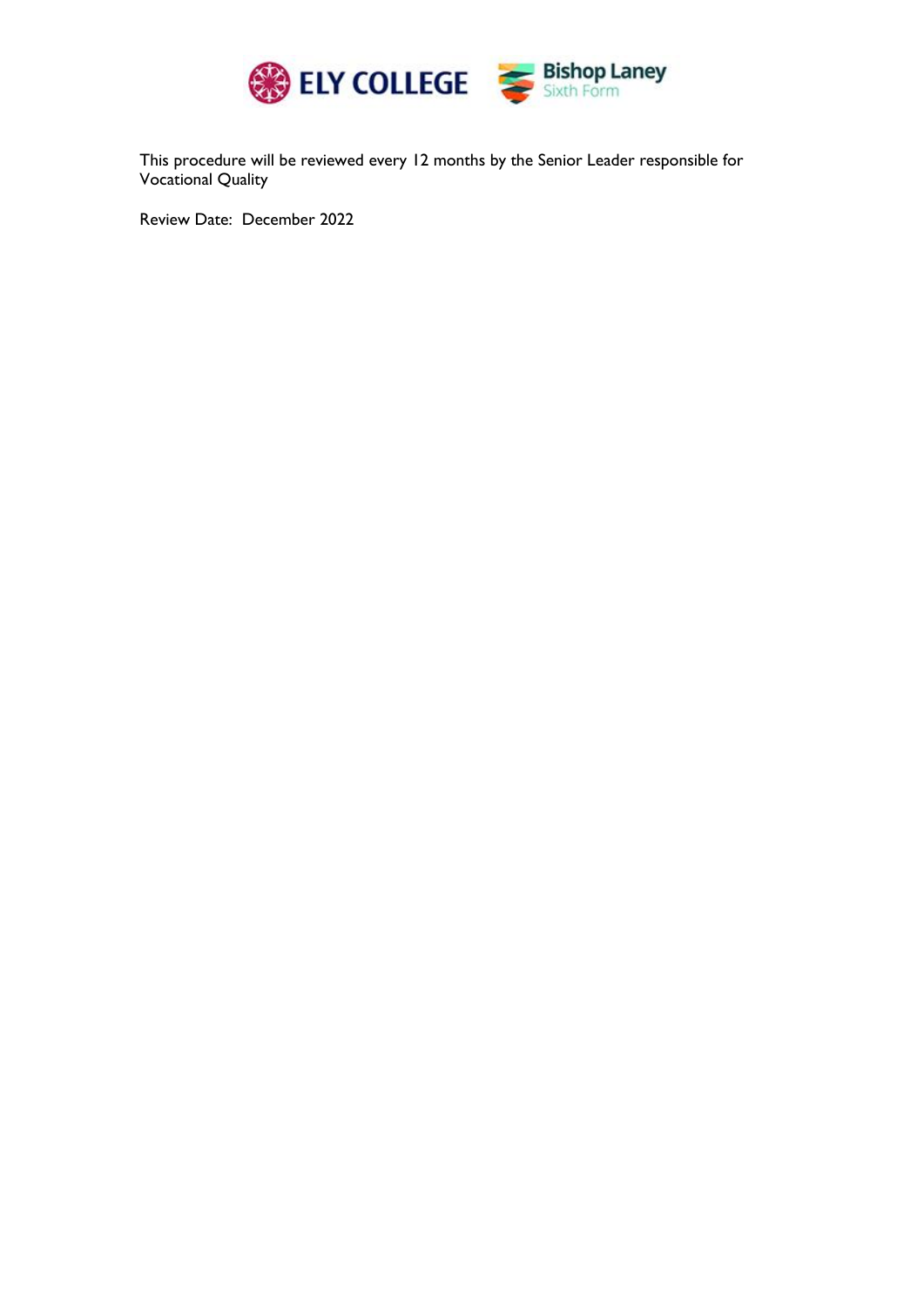This procedure will be reviewed every 12 months by the Senior Leader responsible for Vocational Quality

Review Date: December 2022